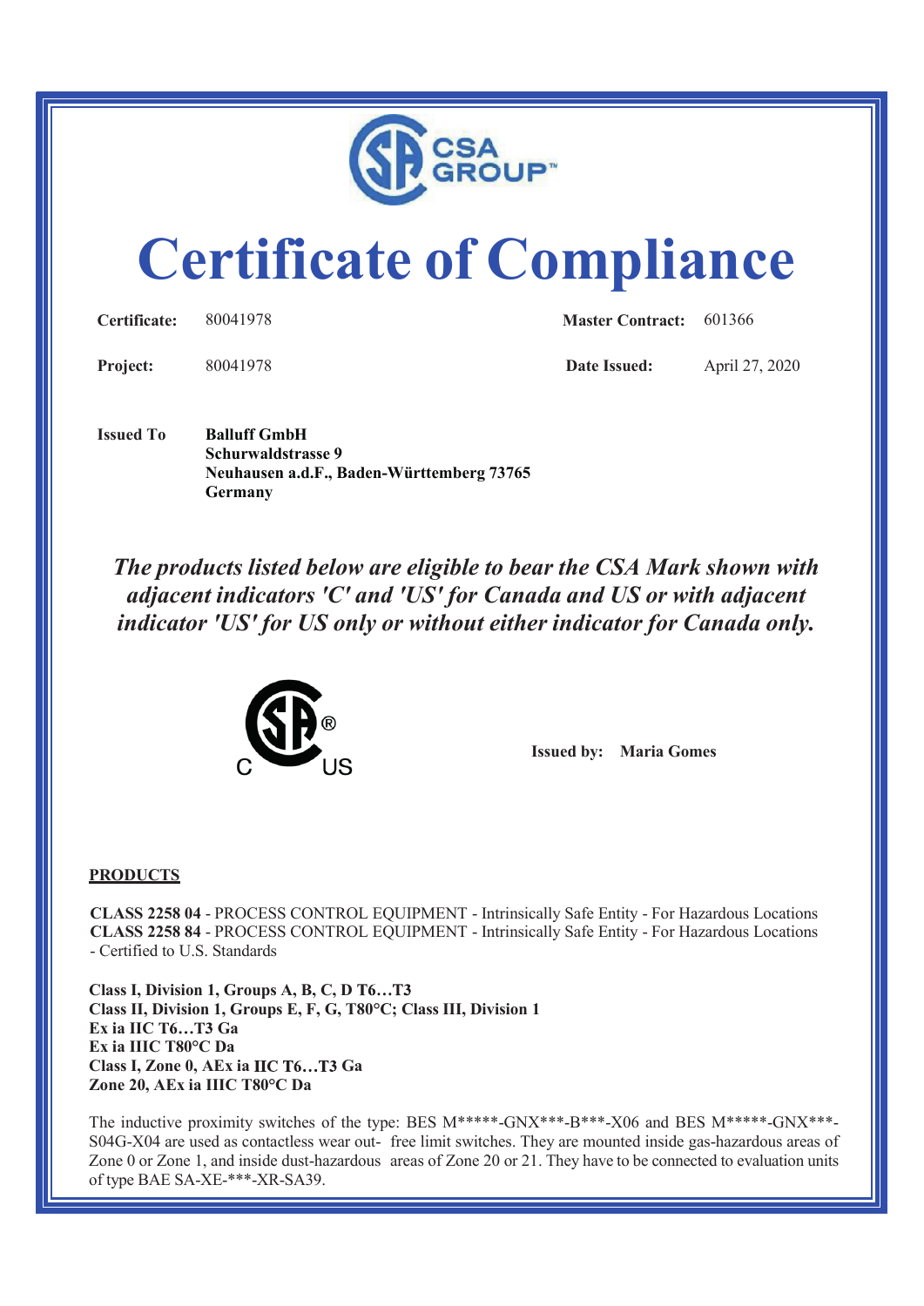# Certificate of Compliance

**Certificate:** 80041978 **Master Contract:** 601366

**Project:** 80041978 **Date Issued:** April 27, 2020

**Issued To** **Balluff GmbH**
**Schurwaldstrasse 9**
**Neuhausen a.d.F., Baden-Württemberg 73765**
**Germany**

***The products listed below are eligible to bear the CSA Mark shown with adjacent indicators 'C' and 'US' for Canada and US or with adjacent indicator 'US' for US only or without either indicator for Canada only.***

**Issued by:** **Maria Gomes**

**PRODUCTS**

**CLASS 2258 04** - PROCESS CONTROL EQUIPMENT - Intrinsically Safe Entity - For Hazardous Locations
**CLASS 2258 84** - PROCESS CONTROL EQUIPMENT - Intrinsically Safe Entity - For Hazardous Locations - Certified to U.S. Standards

**Class I, Division 1, Groups A, B, C, D T6…T3**
**Class II, Division 1, Groups E, F, G, T80°C; Class III, Division 1**
**Ex ia IIC T6…T3 Ga**
**Ex ia IIIC T80°C Da**
**Class I, Zone 0, AEx ia IIC T6…T3 Ga**
**Zone 20, AEx ia IIIC T80°C Da**

The inductive proximity switches of the type: BES M*****-GNX***-B***-X06 and BES M*****-GNX***-S04G-X04 are used as contactless wear out- free limit switches. They are mounted inside gas-hazardous areas of Zone 0 or Zone 1, and inside dust-hazardous areas of Zone 20 or 21. They have to be connected to evaluation units of type BAE SA-XE-***-XR-SA39.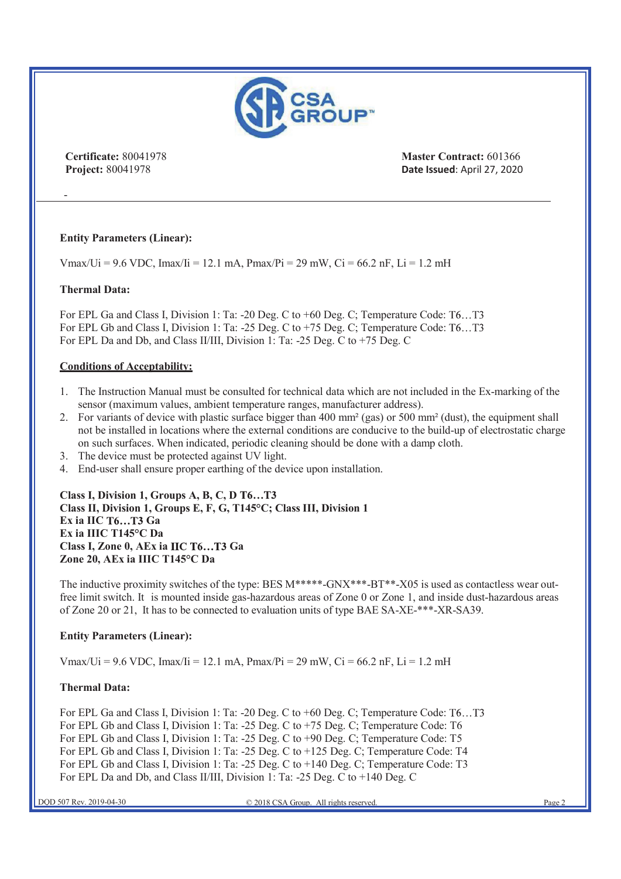**Certificate:** 80041978
**Project:** 80041978

**Master Contract:** 601366
**Date Issued**: April 27, 2020

-

---

**Entity Parameters (Linear):**

Vmax/Ui = 9.6 VDC, Imax/Ii = 12.1 mA, Pmax/Pi = 29 mW, Ci = 66.2 nF, Li = 1.2 mH

**Thermal Data:**

For EPL Ga and Class I, Division 1: Ta: -20 Deg. C to +60 Deg. C; Temperature Code: T6…T3
For EPL Gb and Class I, Division 1: Ta: -25 Deg. C to +75 Deg. C; Temperature Code: T6…T3
For EPL Da and Db, and Class II/III, Division 1: Ta: -25 Deg. C to +75 Deg. C

**Conditions of Acceptability:**

1. The Instruction Manual must be consulted for technical data which are not included in the Ex-marking of the sensor (maximum values, ambient temperature ranges, manufacturer address).
2. For variants of device with plastic surface bigger than 400 mm² (gas) or 500 mm² (dust), the equipment shall not be installed in locations where the external conditions are conducive to the build-up of electrostatic charge on such surfaces. When indicated, periodic cleaning should be done with a damp cloth.
3. The device must be protected against UV light.
4. End-user shall ensure proper earthing of the device upon installation.

**Class I, Division 1, Groups A, B, C, D T6…T3**
**Class II, Division 1, Groups E, F, G, T145°C; Class III, Division 1**
**Ex ia IIC T6…T3 Ga**
**Ex ia IIIC T145°C Da**
**Class I, Zone 0, AEx ia IIC T6…T3 Ga**
**Zone 20, AEx ia IIIC T145°C Da**

The inductive proximity switches of the type: BES M*****-GNX***-BT**-X05 is used as contactless wear out-free limit switch. It is mounted inside gas-hazardous areas of Zone 0 or Zone 1, and inside dust-hazardous areas of Zone 20 or 21, It has to be connected to evaluation units of type BAE SA-XE-***-XR-SA39.

**Entity Parameters (Linear):**

Vmax/Ui = 9.6 VDC, Imax/Ii = 12.1 mA, Pmax/Pi = 29 mW, Ci = 66.2 nF, Li = 1.2 mH

**Thermal Data:**

For EPL Ga and Class I, Division 1: Ta: -20 Deg. C to +60 Deg. C; Temperature Code: T6…T3
For EPL Gb and Class I, Division 1: Ta: -25 Deg. C to +75 Deg. C; Temperature Code: T6
For EPL Gb and Class I, Division 1: Ta: -25 Deg. C to +90 Deg. C; Temperature Code: T5
For EPL Gb and Class I, Division 1: Ta: -25 Deg. C to +125 Deg. C; Temperature Code: T4
For EPL Gb and Class I, Division 1: Ta: -25 Deg. C to +140 Deg. C; Temperature Code: T3
For EPL Da and Db, and Class II/III, Division 1: Ta: -25 Deg. C to +140 Deg. C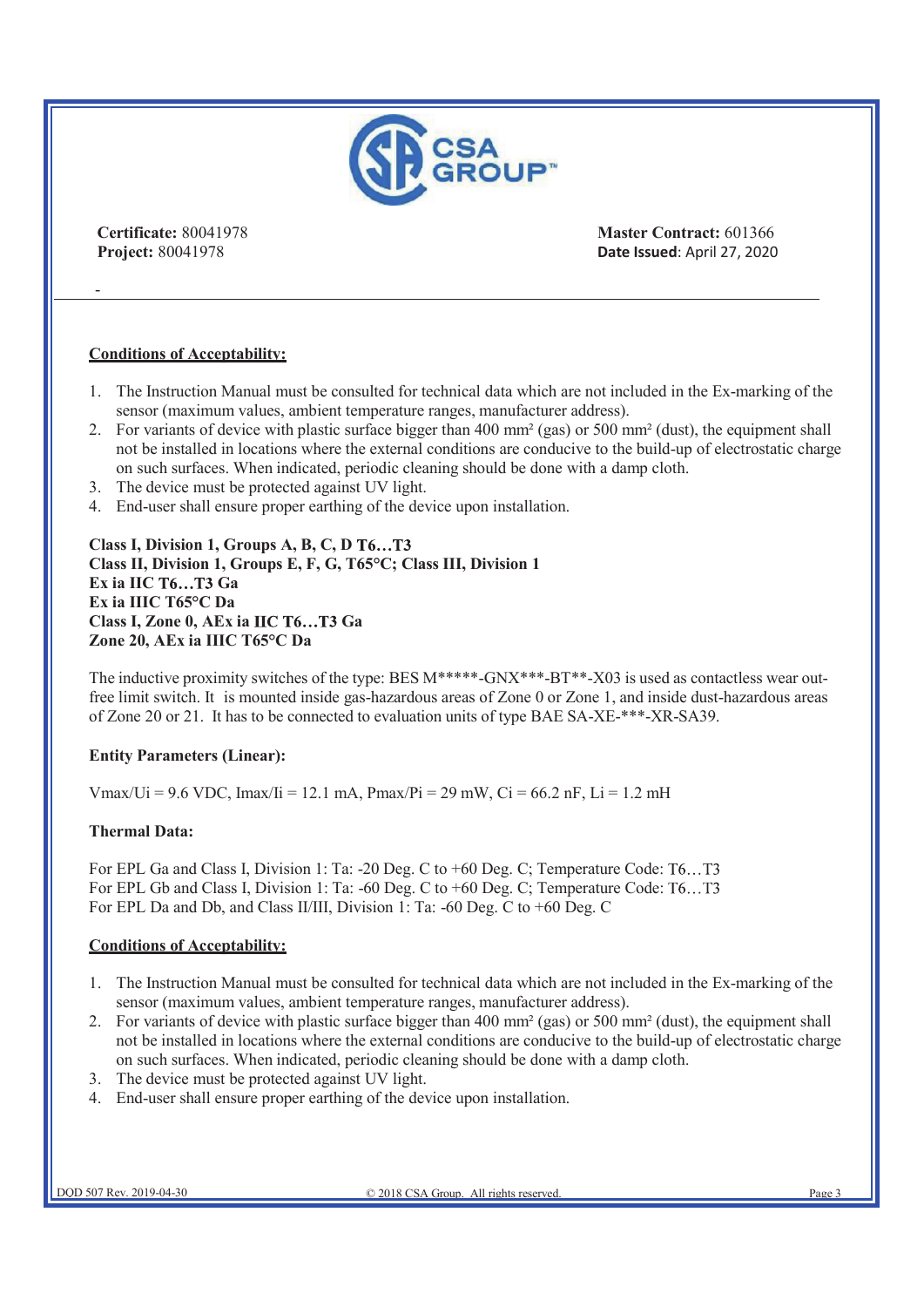**Certificate:** 80041978
**Project:** 80041978

**Master Contract:** 601366
**Date Issued**: April 27, 2020

-

**Conditions of Acceptability:**

1. The Instruction Manual must be consulted for technical data which are not included in the Ex-marking of the sensor (maximum values, ambient temperature ranges, manufacturer address).
2. For variants of device with plastic surface bigger than 400 mm² (gas) or 500 mm² (dust), the equipment shall not be installed in locations where the external conditions are conducive to the build-up of electrostatic charge on such surfaces. When indicated, periodic cleaning should be done with a damp cloth.
3. The device must be protected against UV light.
4. End-user shall ensure proper earthing of the device upon installation.

**Class I, Division 1, Groups A, B, C, D T6…T3**
**Class II, Division 1, Groups E, F, G, T65°C; Class III, Division 1**
**Ex ia IIC T6…T3 Ga**
**Ex ia IIIC T65°C Da**
**Class I, Zone 0, AEx ia IIC T6…T3 Ga**
**Zone 20, AEx ia IIIC T65°C Da**

The inductive proximity switches of the type: BES M*****-GNX***-BT**-X03 is used as contactless wear out-free limit switch. It is mounted inside gas-hazardous areas of Zone 0 or Zone 1, and inside dust-hazardous areas of Zone 20 or 21. It has to be connected to evaluation units of type BAE SA-XE-***-XR-SA39.

**Entity Parameters (Linear):**

Vmax/Ui = 9.6 VDC, Imax/Ii = 12.1 mA, Pmax/Pi = 29 mW, Ci = 66.2 nF, Li = 1.2 mH

**Thermal Data:**

For EPL Ga and Class I, Division 1: Ta: -20 Deg. C to +60 Deg. C; Temperature Code: T6…T3
For EPL Gb and Class I, Division 1: Ta: -60 Deg. C to +60 Deg. C; Temperature Code: T6…T3
For EPL Da and Db, and Class II/III, Division 1: Ta: -60 Deg. C to +60 Deg. C

**Conditions of Acceptability:**

1. The Instruction Manual must be consulted for technical data which are not included in the Ex-marking of the sensor (maximum values, ambient temperature ranges, manufacturer address).
2. For variants of device with plastic surface bigger than 400 mm² (gas) or 500 mm² (dust), the equipment shall not be installed in locations where the external conditions are conducive to the build-up of electrostatic charge on such surfaces. When indicated, periodic cleaning should be done with a damp cloth.
3. The device must be protected against UV light.
4. End-user shall ensure proper earthing of the device upon installation.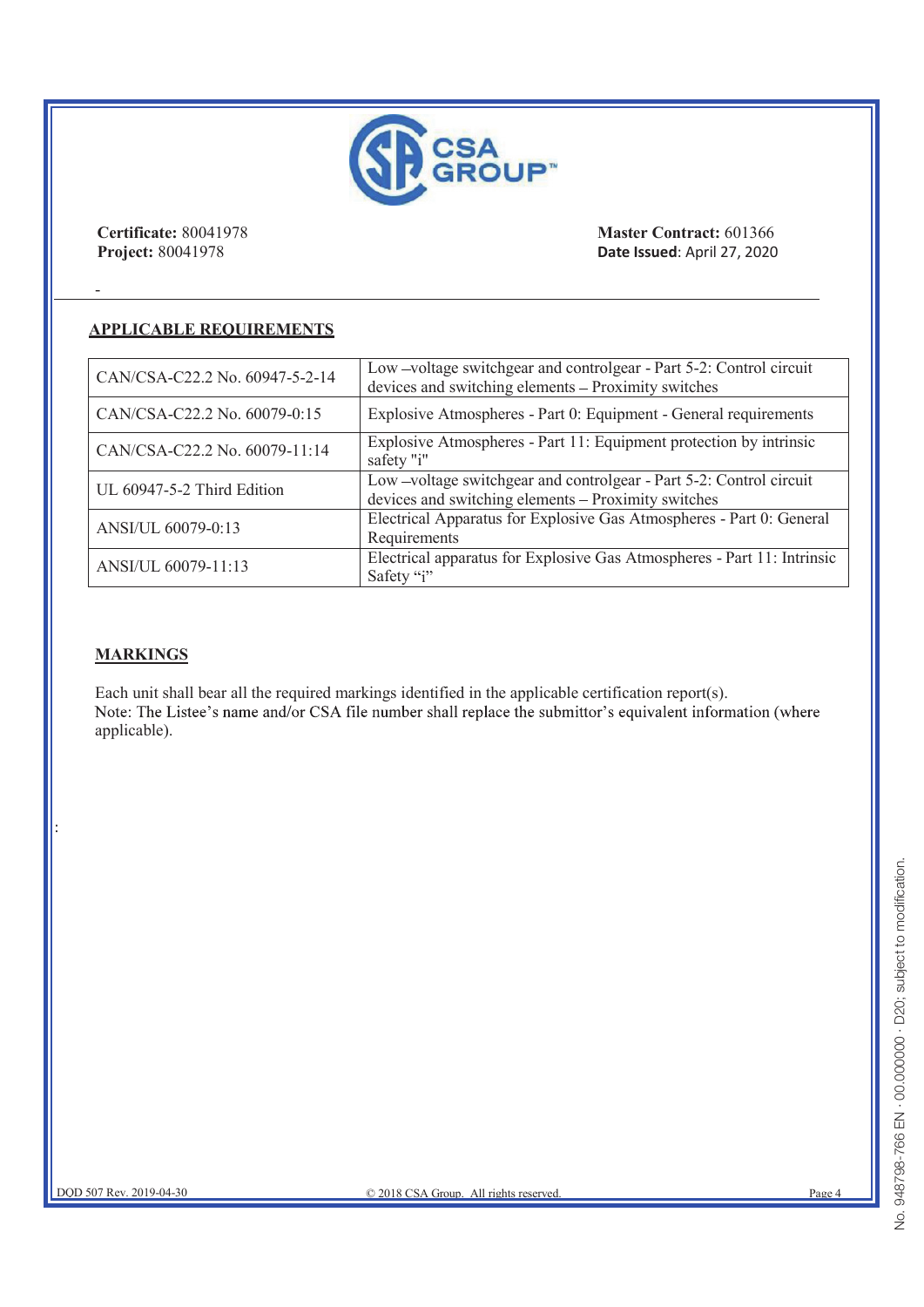**Certificate:** 80041978
**Project:** 80041978

**Master Contract:** 601366
**Date Issued**: April 27, 2020

## APPLICABLE REQUIREMENTS

| | |
|---|---|
| CAN/CSA-C22.2 No. 60947-5-2-14 | Low –voltage switchgear and controlgear - Part 5-2: Control circuit devices and switching elements – Proximity switches |
| CAN/CSA-C22.2 No. 60079-0:15 | Explosive Atmospheres - Part 0: Equipment - General requirements |
| CAN/CSA-C22.2 No. 60079-11:14 | Explosive Atmospheres - Part 11: Equipment protection by intrinsic safety "i" |
| UL 60947-5-2 Third Edition | Low –voltage switchgear and controlgear - Part 5-2: Control circuit devices and switching elements – Proximity switches |
| ANSI/UL 60079-0:13 | Electrical Apparatus for Explosive Gas Atmospheres - Part 0: General Requirements |
| ANSI/UL 60079-11:13 | Electrical apparatus for Explosive Gas Atmospheres - Part 11: Intrinsic Safety "i" |

## MARKINGS

Each unit shall bear all the required markings identified in the applicable certification report(s).
Note: The Listee's name and/or CSA file number shall replace the submittor's equivalent information (where applicable).